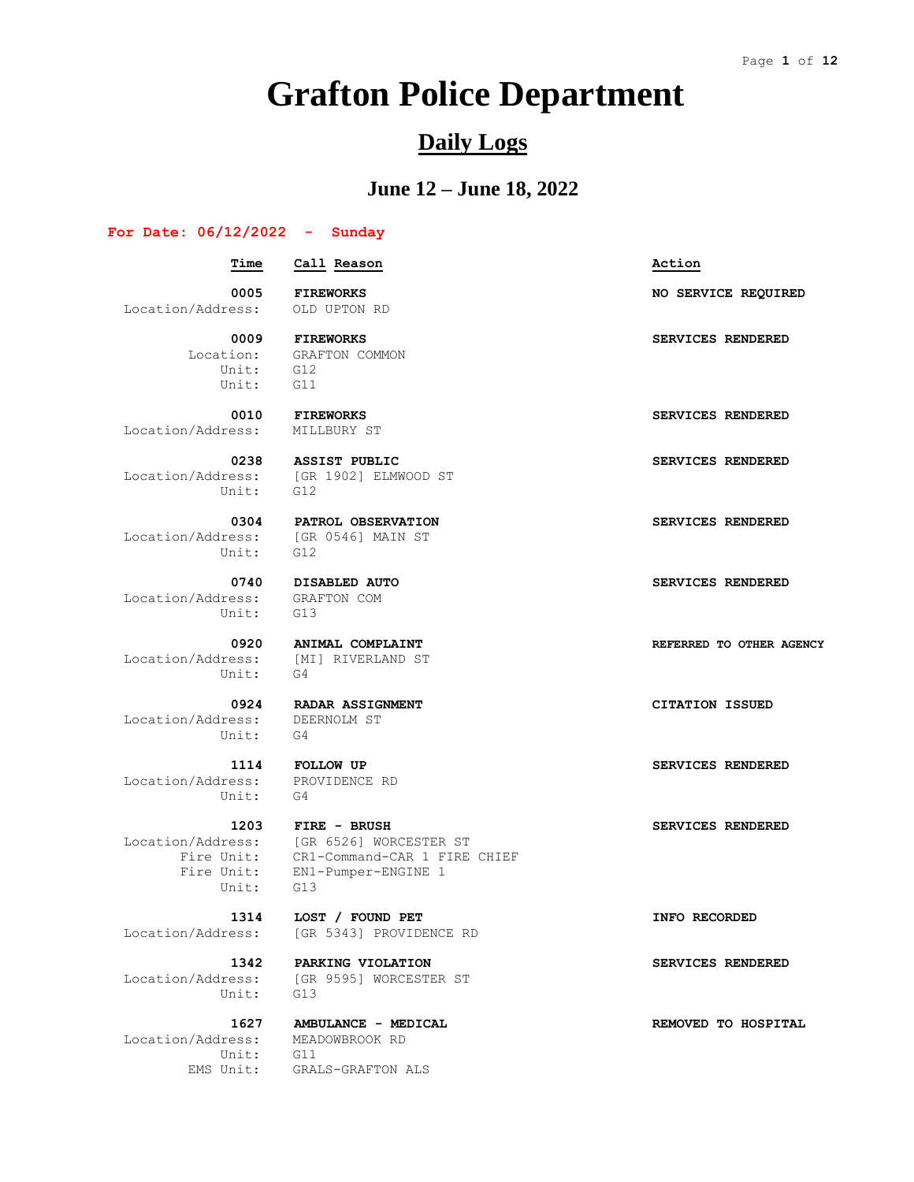# Grafton Police Department

## Daily Logs

### June 12 – June 18, 2022

**For Date: 06/12/2022 - Sunday**

| Time | Call Reason | Action |
|---|---|---|
| **0005** | **FIREWORKS** | **NO SERVICE REQUIRED** |
| Location/Address: | OLD UPTON RD | |
| **0009** | **FIREWORKS** | **SERVICES RENDERED** |
| Location: | GRAFTON COMMON | |
| Unit: | G12 | |
| Unit: | G11 | |
| **0010** | **FIREWORKS** | **SERVICES RENDERED** |
| Location/Address: | MILLBURY ST | |
| **0238** | **ASSIST PUBLIC** | **SERVICES RENDERED** |
| Location/Address: | [GR 1902] ELMWOOD ST | |
| Unit: | G12 | |
| **0304** | **PATROL OBSERVATION** | **SERVICES RENDERED** |
| Location/Address: | [GR 0546] MAIN ST | |
| Unit: | G12 | |
| **0740** | **DISABLED AUTO** | **SERVICES RENDERED** |
| Location/Address: | GRAFTON COM | |
| Unit: | G13 | |
| **0920** | **ANIMAL COMPLAINT** | **REFERRED TO OTHER AGENCY** |
| Location/Address: | [MI] RIVERLAND ST | |
| Unit: | G4 | |
| **0924** | **RADAR ASSIGNMENT** | **CITATION ISSUED** |
| Location/Address: | DEERNOLM ST | |
| Unit: | G4 | |
| **1114** | **FOLLOW UP** | **SERVICES RENDERED** |
| Location/Address: | PROVIDENCE RD | |
| Unit: | G4 | |
| **1203** | **FIRE - BRUSH** | **SERVICES RENDERED** |
| Location/Address: | [GR 6526] WORCESTER ST | |
| Fire Unit: | CR1-Command-CAR 1 FIRE CHIEF | |
| Fire Unit: | EN1-Pumper-ENGINE 1 | |
| Unit: | G13 | |
| **1314** | **LOST / FOUND PET** | **INFO RECORDED** |
| Location/Address: | [GR 5343] PROVIDENCE RD | |
| **1342** | **PARKING VIOLATION** | **SERVICES RENDERED** |
| Location/Address: | [GR 9595] WORCESTER ST | |
| Unit: | G13 | |
| **1627** | **AMBULANCE - MEDICAL** | **REMOVED TO HOSPITAL** |
| Location/Address: | MEADOWBROOK RD | |
| Unit: | G11 | |
| EMS Unit: | GRALS-GRAFTON ALS | |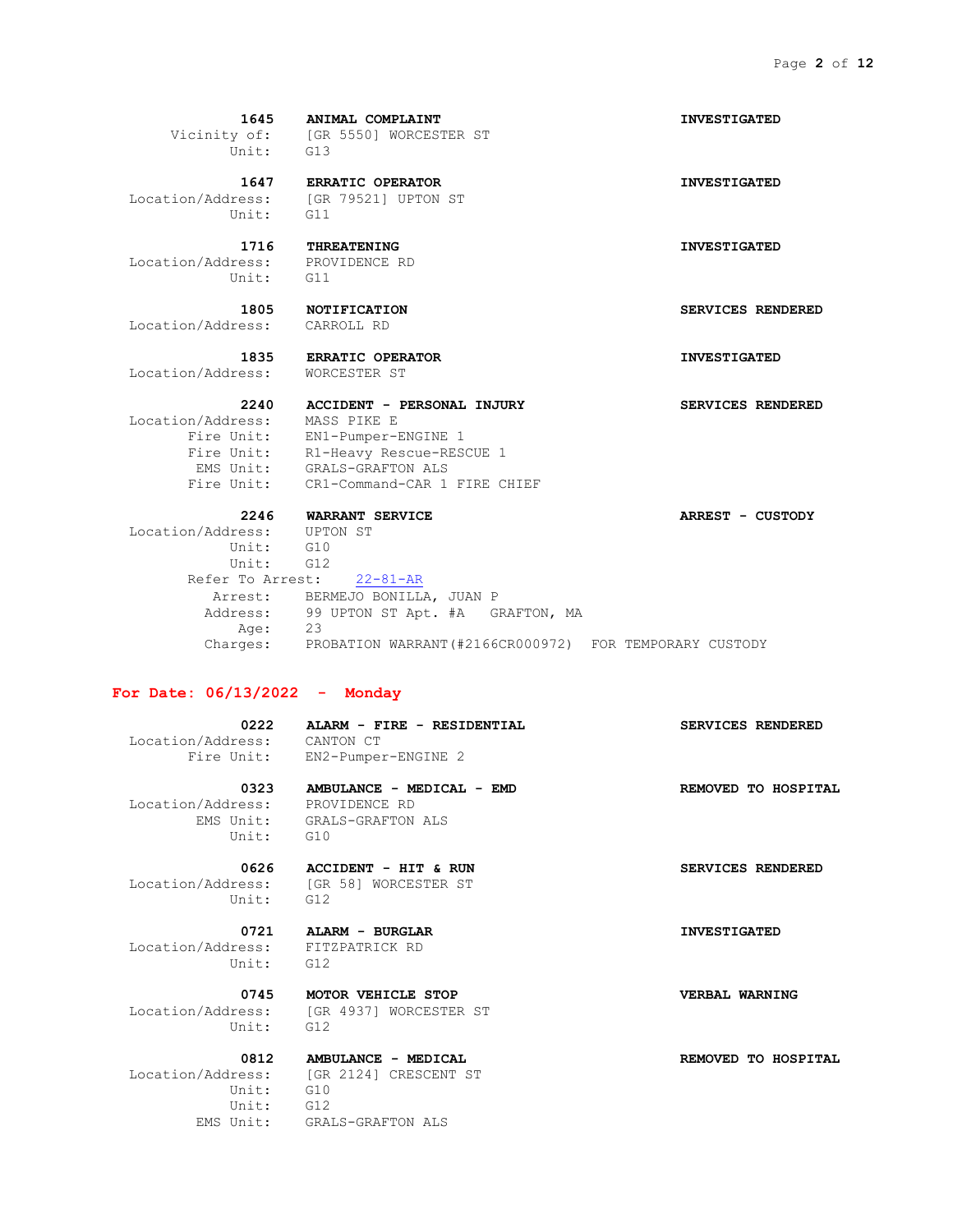**1645 ANIMAL COMPLAINT** — **INVESTIGATED**
Vicinity of: [GR 5550] WORCESTER ST
Unit: G13

**1647 ERRATIC OPERATOR** — **INVESTIGATED**
Location/Address: [GR 79521] UPTON ST
Unit: G11

**1716 THREATENING** — **INVESTIGATED**
Location/Address: PROVIDENCE RD
Unit: G11

**1805 NOTIFICATION** — **SERVICES RENDERED**
Location/Address: CARROLL RD

**1835 ERRATIC OPERATOR** — **INVESTIGATED**
Location/Address: WORCESTER ST

**2240 ACCIDENT - PERSONAL INJURY** — **SERVICES RENDERED**
Location/Address: MASS PIKE E
Fire Unit: EN1-Pumper-ENGINE 1
Fire Unit: R1-Heavy Rescue-RESCUE 1
EMS Unit: GRALS-GRAFTON ALS
Fire Unit: CR1-Command-CAR 1 FIRE CHIEF

**2246 WARRANT SERVICE** — **ARREST - CUSTODY**
Location/Address: UPTON ST
Unit: G10
Unit: G12
Refer To Arrest: 22-81-AR
Arrest: BERMEJO BONILLA, JUAN P
Address: 99 UPTON ST Apt. #A GRAFTON, MA
Age: 23
Charges: PROBATION WARRANT(#2166CR000972) FOR TEMPORARY CUSTODY

## For Date: 06/13/2022 - Monday

**0222 ALARM - FIRE - RESIDENTIAL** — **SERVICES RENDERED**
Location/Address: CANTON CT
Fire Unit: EN2-Pumper-ENGINE 2

**0323 AMBULANCE - MEDICAL - EMD** — **REMOVED TO HOSPITAL**
Location/Address: PROVIDENCE RD
EMS Unit: GRALS-GRAFTON ALS
Unit: G10

**0626 ACCIDENT - HIT & RUN** — **SERVICES RENDERED**
Location/Address: [GR 58] WORCESTER ST
Unit: G12

**0721 ALARM - BURGLAR** — **INVESTIGATED**
Location/Address: FITZPATRICK RD
Unit: G12

**0745 MOTOR VEHICLE STOP** — **VERBAL WARNING**
Location/Address: [GR 4937] WORCESTER ST
Unit: G12

**0812 AMBULANCE - MEDICAL** — **REMOVED TO HOSPITAL**
Location/Address: [GR 2124] CRESCENT ST
Unit: G10
Unit: G12
EMS Unit: GRALS-GRAFTON ALS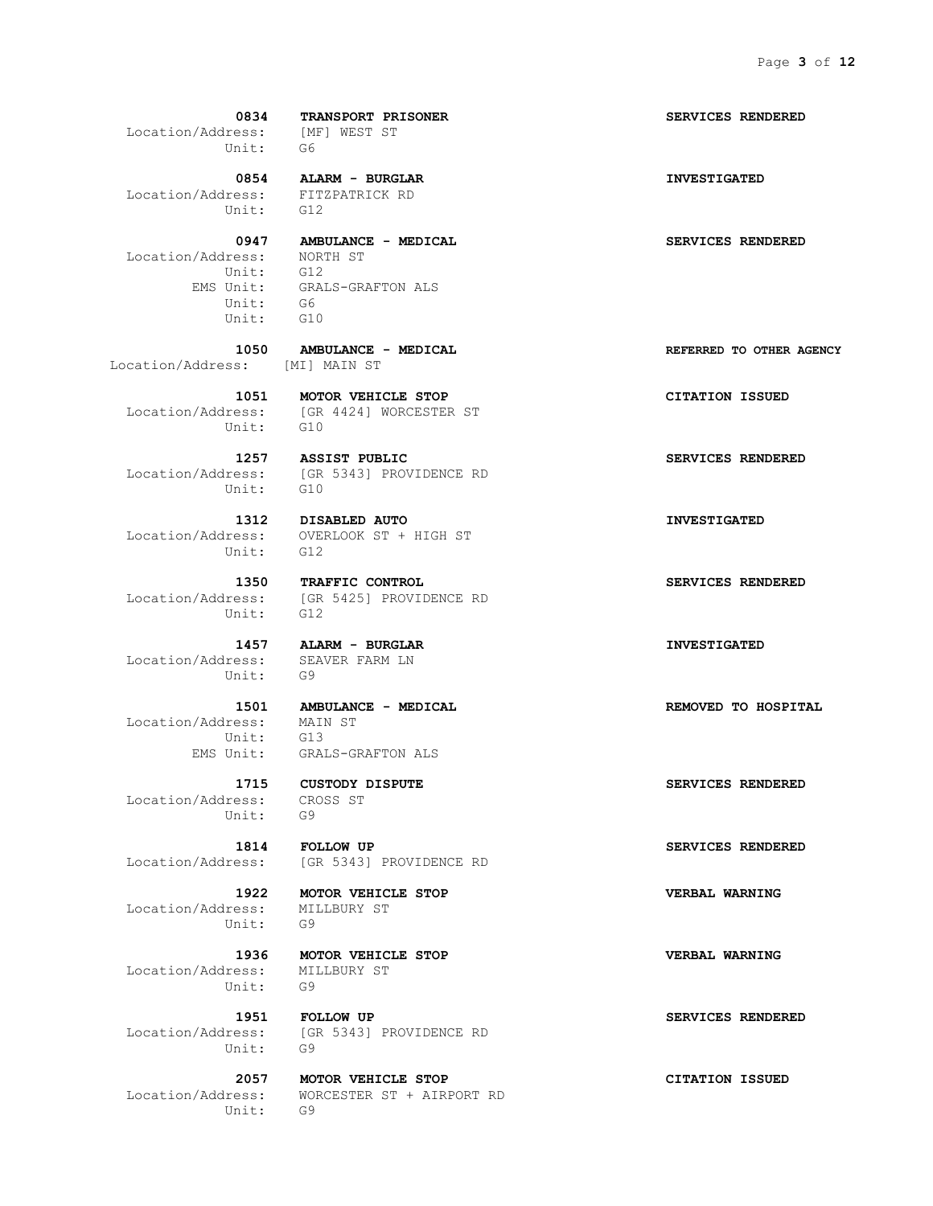**0834 TRANSPORT PRISONER** — **SERVICES RENDERED**
Location/Address: [MF] WEST ST
Unit: G6

**0854 ALARM - BURGLAR** — **INVESTIGATED**
Location/Address: FITZPATRICK RD
Unit: G12

**0947 AMBULANCE - MEDICAL** — **SERVICES RENDERED**
Location/Address: NORTH ST
Unit: G12
EMS Unit: GRALS-GRAFTON ALS
Unit: G6
Unit: G10

**1050 AMBULANCE - MEDICAL** — **REFERRED TO OTHER AGENCY**
Location/Address: [MI] MAIN ST

**1051 MOTOR VEHICLE STOP** — **CITATION ISSUED**
Location/Address: [GR 4424] WORCESTER ST
Unit: G10

**1257 ASSIST PUBLIC** — **SERVICES RENDERED**
Location/Address: [GR 5343] PROVIDENCE RD
Unit: G10

**1312 DISABLED AUTO** — **INVESTIGATED**
Location/Address: OVERLOOK ST + HIGH ST
Unit: G12

**1350 TRAFFIC CONTROL** — **SERVICES RENDERED**
Location/Address: [GR 5425] PROVIDENCE RD
Unit: G12

**1457 ALARM - BURGLAR** — **INVESTIGATED**
Location/Address: SEAVER FARM LN
Unit: G9

**1501 AMBULANCE - MEDICAL** — **REMOVED TO HOSPITAL**
Location/Address: MAIN ST
Unit: G13
EMS Unit: GRALS-GRAFTON ALS

**1715 CUSTODY DISPUTE** — **SERVICES RENDERED**
Location/Address: CROSS ST
Unit: G9

**1814 FOLLOW UP** — **SERVICES RENDERED**
Location/Address: [GR 5343] PROVIDENCE RD

**1922 MOTOR VEHICLE STOP** — **VERBAL WARNING**
Location/Address: MILLBURY ST
Unit: G9

**1936 MOTOR VEHICLE STOP** — **VERBAL WARNING**
Location/Address: MILLBURY ST
Unit: G9

**1951 FOLLOW UP** — **SERVICES RENDERED**
Location/Address: [GR 5343] PROVIDENCE RD
Unit: G9

**2057 MOTOR VEHICLE STOP** — **CITATION ISSUED**
Location/Address: WORCESTER ST + AIRPORT RD
Unit: G9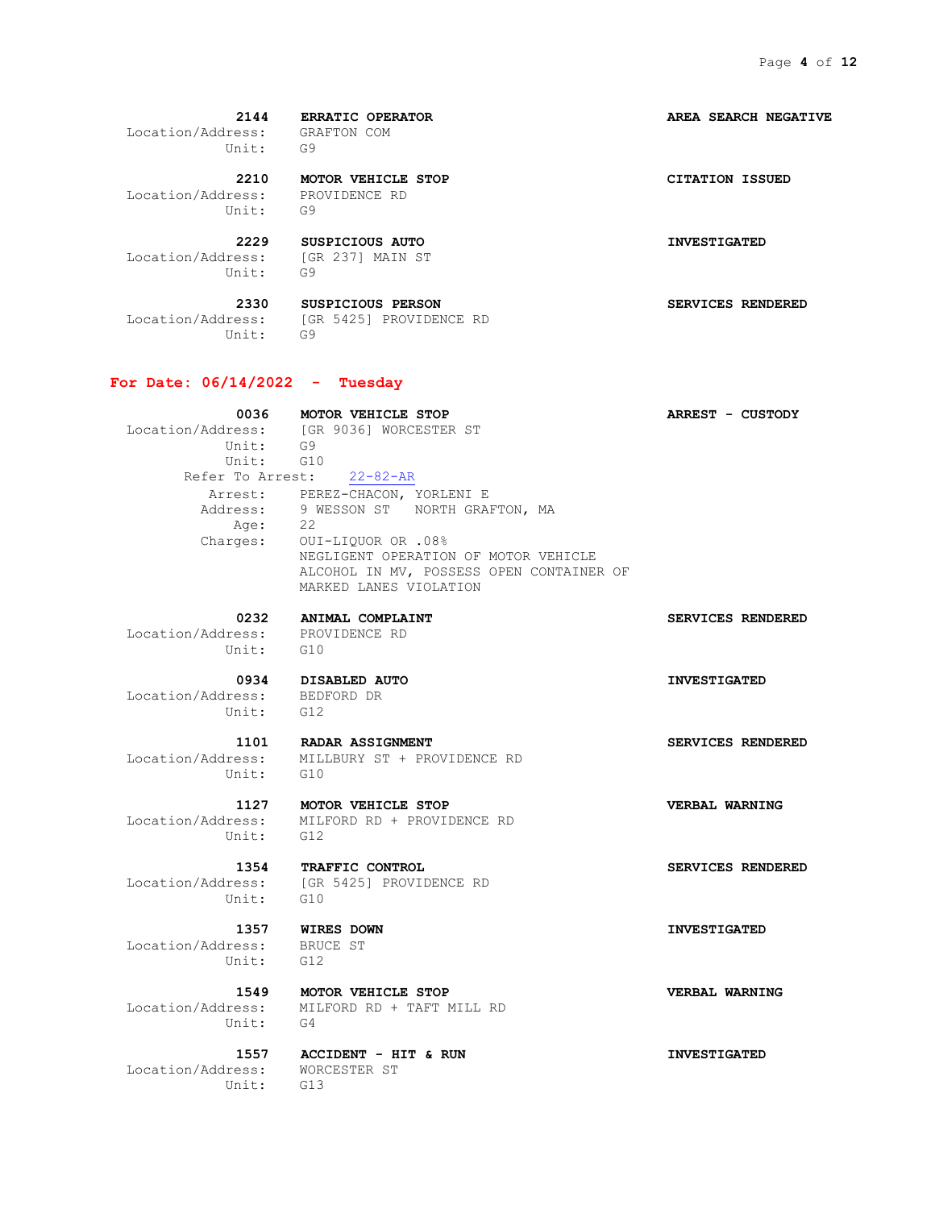**2144 ERRATIC OPERATOR** — **AREA SEARCH NEGATIVE**
Location/Address: GRAFTON COM
Unit: G9

**2210 MOTOR VEHICLE STOP** — **CITATION ISSUED**
Location/Address: PROVIDENCE RD
Unit: G9

**2229 SUSPICIOUS AUTO** — **INVESTIGATED**
Location/Address: [GR 237] MAIN ST
Unit: G9

**2330 SUSPICIOUS PERSON** — **SERVICES RENDERED**
Location/Address: [GR 5425] PROVIDENCE RD
Unit: G9

## For Date: 06/14/2022 - Tuesday

**0036 MOTOR VEHICLE STOP** — **ARREST - CUSTODY**
Location/Address: [GR 9036] WORCESTER ST
Unit: G9
Unit: G10
Refer To Arrest: 22-82-AR
Arrest: PEREZ-CHACON, YORLENI E
Address: 9 WESSON ST NORTH GRAFTON, MA
Age: 22
Charges: OUI-LIQUOR OR .08%
NEGLIGENT OPERATION OF MOTOR VEHICLE
ALCOHOL IN MV, POSSESS OPEN CONTAINER OF
MARKED LANES VIOLATION

**0232 ANIMAL COMPLAINT** — **SERVICES RENDERED**
Location/Address: PROVIDENCE RD
Unit: G10

**0934 DISABLED AUTO** — **INVESTIGATED**
Location/Address: BEDFORD DR
Unit: G12

**1101 RADAR ASSIGNMENT** — **SERVICES RENDERED**
Location/Address: MILLBURY ST + PROVIDENCE RD
Unit: G10

**1127 MOTOR VEHICLE STOP** — **VERBAL WARNING**
Location/Address: MILFORD RD + PROVIDENCE RD
Unit: G12

**1354 TRAFFIC CONTROL** — **SERVICES RENDERED**
Location/Address: [GR 5425] PROVIDENCE RD
Unit: G10

**1357 WIRES DOWN** — **INVESTIGATED**
Location/Address: BRUCE ST
Unit: G12

**1549 MOTOR VEHICLE STOP** — **VERBAL WARNING**
Location/Address: MILFORD RD + TAFT MILL RD
Unit: G4

**1557 ACCIDENT - HIT & RUN** — **INVESTIGATED**
Location/Address: WORCESTER ST
Unit: G13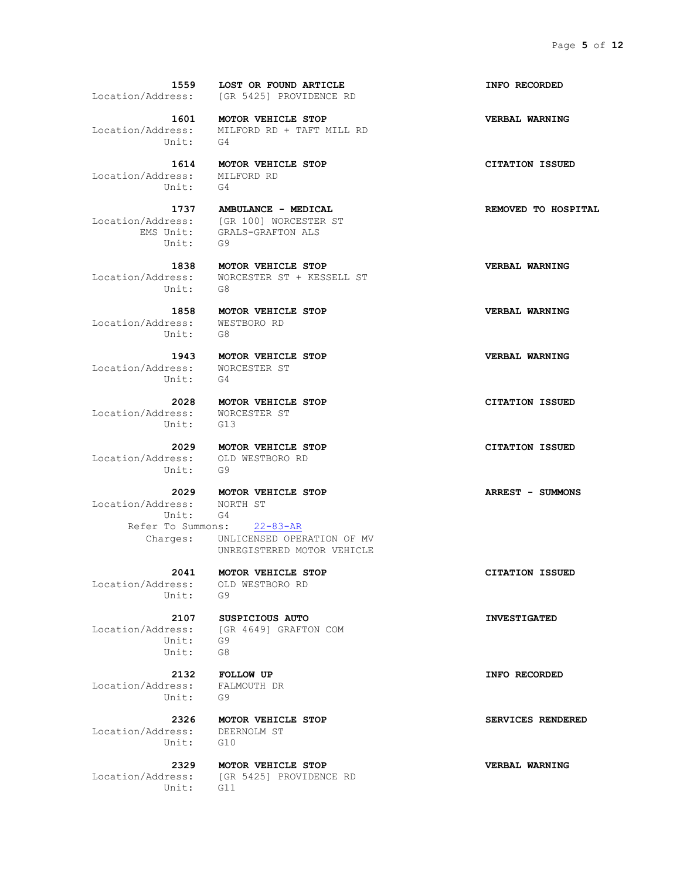**1559** **LOST OR FOUND ARTICLE** **INFO RECORDED**
Location/Address: [GR 5425] PROVIDENCE RD

**1601** **MOTOR VEHICLE STOP** **VERBAL WARNING**
Location/Address: MILFORD RD + TAFT MILL RD
Unit: G4

**1614** **MOTOR VEHICLE STOP** **CITATION ISSUED**
Location/Address: MILFORD RD
Unit: G4

**1737** **AMBULANCE - MEDICAL** **REMOVED TO HOSPITAL**
Location/Address: [GR 100] WORCESTER ST
EMS Unit: GRALS-GRAFTON ALS
Unit: G9

**1838** **MOTOR VEHICLE STOP** **VERBAL WARNING**
Location/Address: WORCESTER ST + KESSELL ST
Unit: G8

**1858** **MOTOR VEHICLE STOP** **VERBAL WARNING**
Location/Address: WESTBORO RD
Unit: G8

**1943** **MOTOR VEHICLE STOP** **VERBAL WARNING**
Location/Address: WORCESTER ST
Unit: G4

**2028** **MOTOR VEHICLE STOP** **CITATION ISSUED**
Location/Address: WORCESTER ST
Unit: G13

**2029** **MOTOR VEHICLE STOP** **CITATION ISSUED**
Location/Address: OLD WESTBORO RD
Unit: G9

**2029** **MOTOR VEHICLE STOP** **ARREST - SUMMONS**
Location/Address: NORTH ST
Unit: G4
Refer To Summons: 22-83-AR
Charges: UNLICENSED OPERATION OF MV
UNREGISTERED MOTOR VEHICLE

**2041** **MOTOR VEHICLE STOP** **CITATION ISSUED**
Location/Address: OLD WESTBORO RD
Unit: G9

**2107** **SUSPICIOUS AUTO** **INVESTIGATED**
Location/Address: [GR 4649] GRAFTON COM
Unit: G9
Unit: G8

**2132** **FOLLOW UP** **INFO RECORDED**
Location/Address: FALMOUTH DR
Unit: G9

**2326** **MOTOR VEHICLE STOP** **SERVICES RENDERED**
Location/Address: DEERNOLM ST
Unit: G10

**2329** **MOTOR VEHICLE STOP** **VERBAL WARNING**
Location/Address: [GR 5425] PROVIDENCE RD
Unit: G11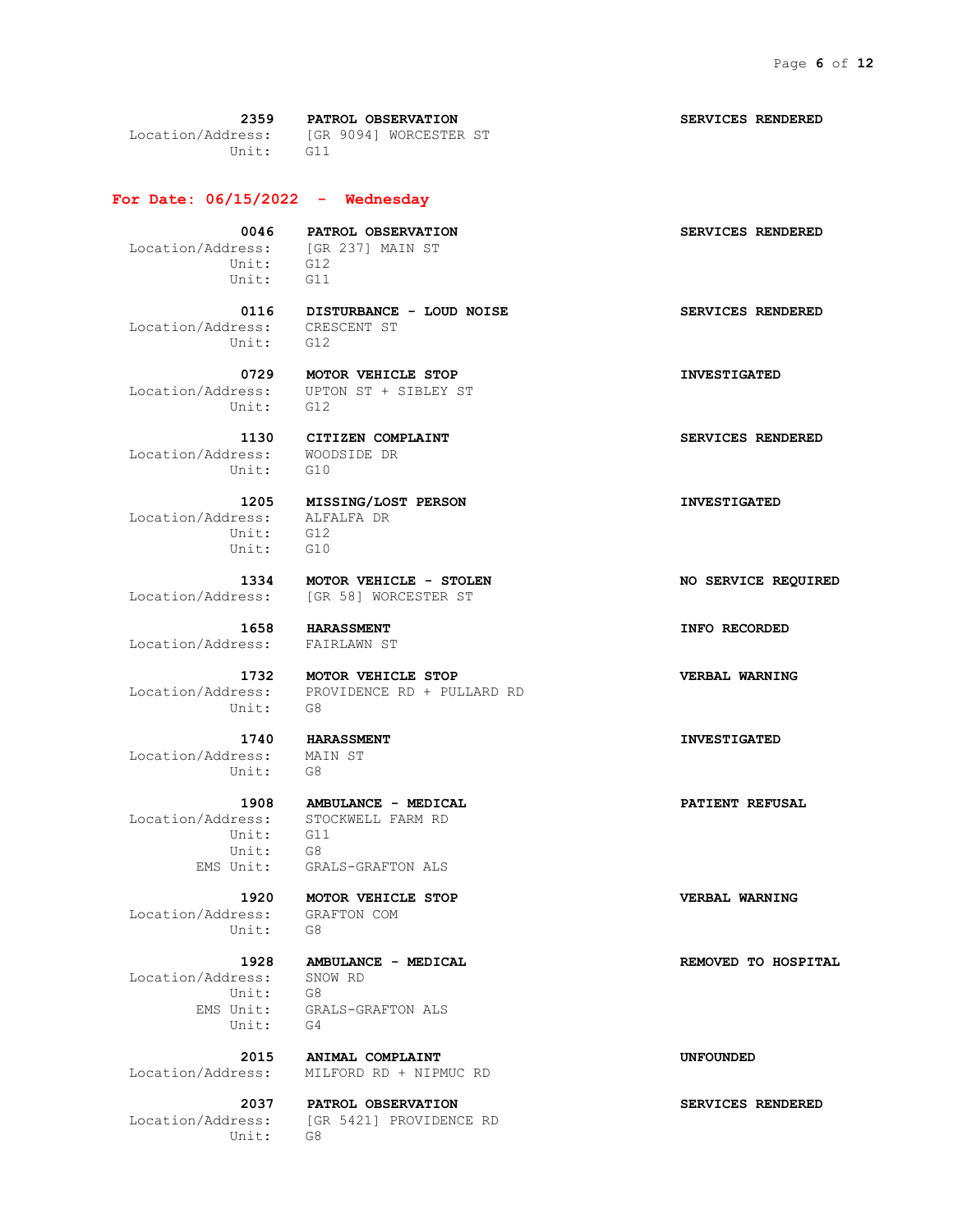**2359 PATROL OBSERVATION** **SERVICES RENDERED**
Location/Address: [GR 9094] WORCESTER ST
Unit: G11

## For Date: 06/15/2022 - Wednesday

**0046 PATROL OBSERVATION** **SERVICES RENDERED**
Location/Address: [GR 237] MAIN ST
Unit: G12
Unit: G11

**0116 DISTURBANCE - LOUD NOISE** **SERVICES RENDERED**
Location/Address: CRESCENT ST
Unit: G12

**0729 MOTOR VEHICLE STOP** **INVESTIGATED**
Location/Address: UPTON ST + SIBLEY ST
Unit: G12

**1130 CITIZEN COMPLAINT** **SERVICES RENDERED**
Location/Address: WOODSIDE DR
Unit: G10

**1205 MISSING/LOST PERSON** **INVESTIGATED**
Location/Address: ALFALFA DR
Unit: G12
Unit: G10

**1334 MOTOR VEHICLE - STOLEN** **NO SERVICE REQUIRED**
Location/Address: [GR 58] WORCESTER ST

**1658 HARASSMENT** **INFO RECORDED**
Location/Address: FAIRLAWN ST

**1732 MOTOR VEHICLE STOP** **VERBAL WARNING**
Location/Address: PROVIDENCE RD + PULLARD RD
Unit: G8

**1740 HARASSMENT** **INVESTIGATED**
Location/Address: MAIN ST
Unit: G8

**1908 AMBULANCE - MEDICAL** **PATIENT REFUSAL**
Location/Address: STOCKWELL FARM RD
Unit: G11
Unit: G8
EMS Unit: GRALS-GRAFTON ALS

**1920 MOTOR VEHICLE STOP** **VERBAL WARNING**
Location/Address: GRAFTON COM
Unit: G8

**1928 AMBULANCE - MEDICAL** **REMOVED TO HOSPITAL**
Location/Address: SNOW RD
Unit: G8
EMS Unit: GRALS-GRAFTON ALS
Unit: G4

**2015 ANIMAL COMPLAINT** **UNFOUNDED**
Location/Address: MILFORD RD + NIPMUC RD

**2037 PATROL OBSERVATION** **SERVICES RENDERED**
Location/Address: [GR 5421] PROVIDENCE RD
Unit: G8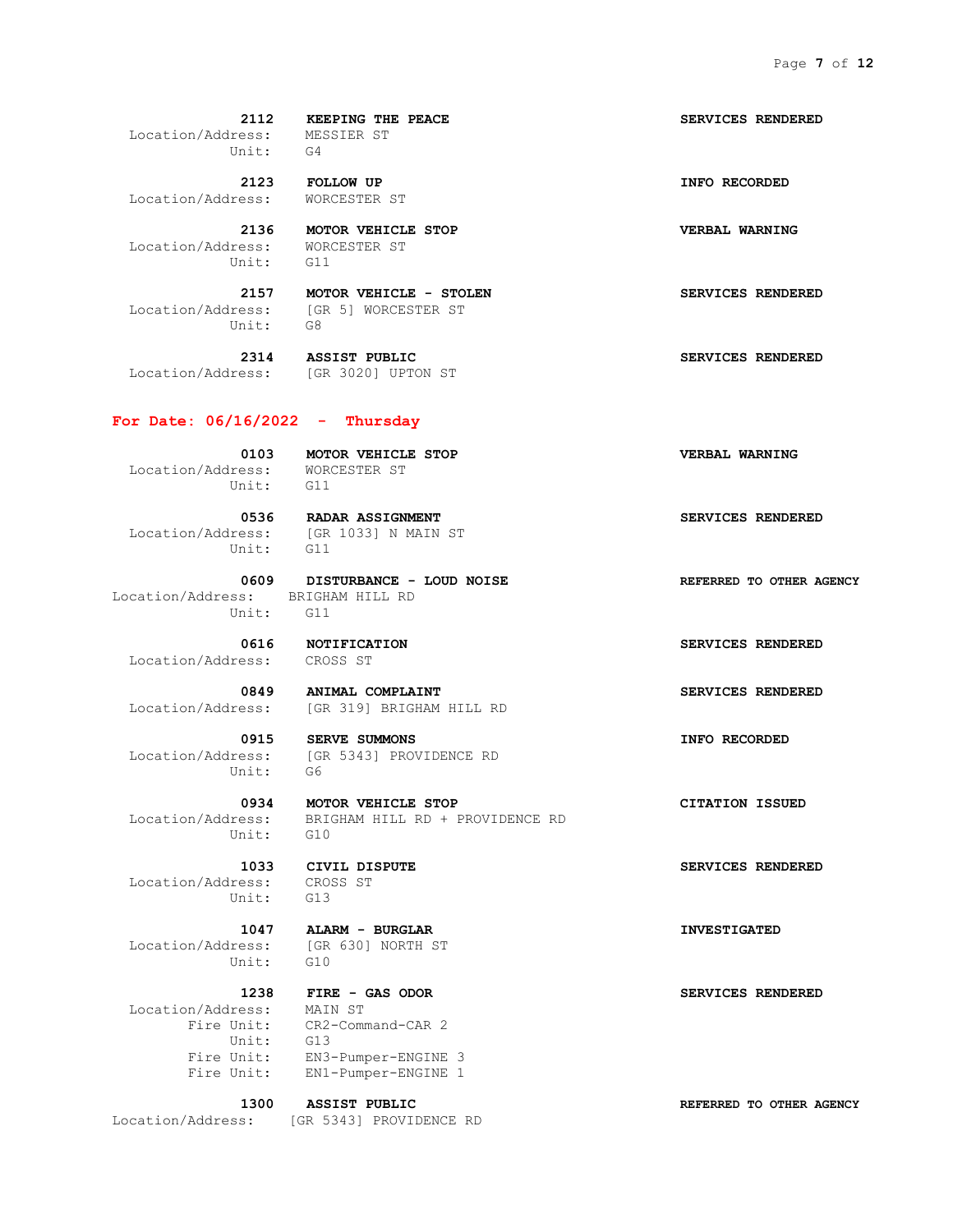**2112 KEEPING THE PEACE** — **SERVICES RENDERED**
Location/Address: MESSIER ST
Unit: G4

**2123 FOLLOW UP** — **INFO RECORDED**
Location/Address: WORCESTER ST

**2136 MOTOR VEHICLE STOP** — **VERBAL WARNING**
Location/Address: WORCESTER ST
Unit: G11

**2157 MOTOR VEHICLE - STOLEN** — **SERVICES RENDERED**
Location/Address: [GR 5] WORCESTER ST
Unit: G8

**2314 ASSIST PUBLIC** — **SERVICES RENDERED**
Location/Address: [GR 3020] UPTON ST

## For Date: 06/16/2022 - Thursday

**0103 MOTOR VEHICLE STOP** — **VERBAL WARNING**
Location/Address: WORCESTER ST
Unit: G11

**0536 RADAR ASSIGNMENT** — **SERVICES RENDERED**
Location/Address: [GR 1033] N MAIN ST
Unit: G11

**0609 DISTURBANCE - LOUD NOISE** — **REFERRED TO OTHER AGENCY**
Location/Address: BRIGHAM HILL RD
Unit: G11

**0616 NOTIFICATION** — **SERVICES RENDERED**
Location/Address: CROSS ST

**0849 ANIMAL COMPLAINT** — **SERVICES RENDERED**
Location/Address: [GR 319] BRIGHAM HILL RD

**0915 SERVE SUMMONS** — **INFO RECORDED**
Location/Address: [GR 5343] PROVIDENCE RD
Unit: G6

**0934 MOTOR VEHICLE STOP** — **CITATION ISSUED**
Location/Address: BRIGHAM HILL RD + PROVIDENCE RD
Unit: G10

**1033 CIVIL DISPUTE** — **SERVICES RENDERED**
Location/Address: CROSS ST
Unit: G13

**1047 ALARM - BURGLAR** — **INVESTIGATED**
Location/Address: [GR 630] NORTH ST
Unit: G10

**1238 FIRE - GAS ODOR** — **SERVICES RENDERED**
Location/Address: MAIN ST
Fire Unit: CR2-Command-CAR 2
Unit: G13
Fire Unit: EN3-Pumper-ENGINE 3
Fire Unit: EN1-Pumper-ENGINE 1

**1300 ASSIST PUBLIC** — **REFERRED TO OTHER AGENCY**
Location/Address: [GR 5343] PROVIDENCE RD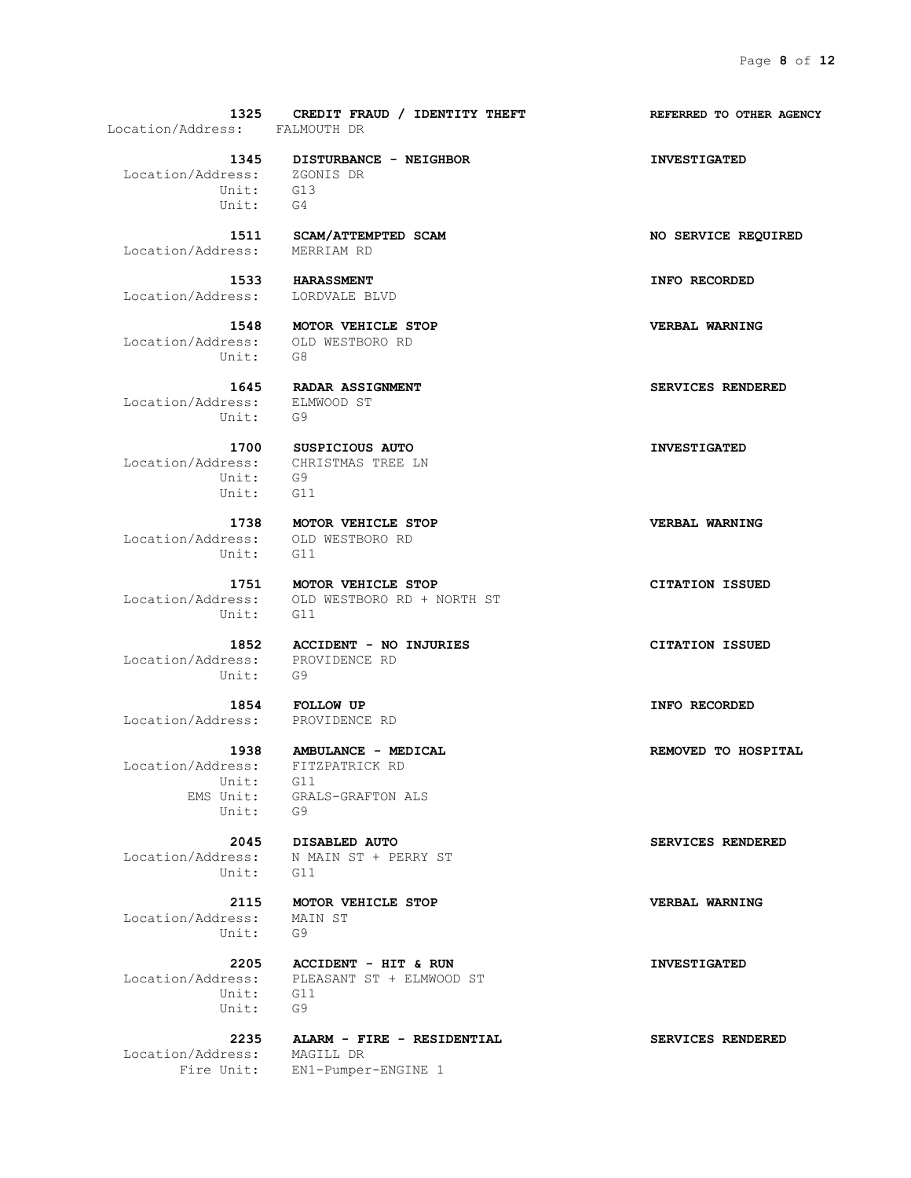**1325 CREDIT FRAUD / IDENTITY THEFT** **REFERRED TO OTHER AGENCY**
Location/Address: FALMOUTH DR

**1345 DISTURBANCE - NEIGHBOR** **INVESTIGATED**
Location/Address: ZGONIS DR
Unit: G13
Unit: G4

**1511 SCAM/ATTEMPTED SCAM** **NO SERVICE REQUIRED**
Location/Address: MERRIAM RD

**1533 HARASSMENT** **INFO RECORDED**
Location/Address: LORDVALE BLVD

**1548 MOTOR VEHICLE STOP** **VERBAL WARNING**
Location/Address: OLD WESTBORO RD
Unit: G8

**1645 RADAR ASSIGNMENT** **SERVICES RENDERED**
Location/Address: ELMWOOD ST
Unit: G9

**1700 SUSPICIOUS AUTO** **INVESTIGATED**
Location/Address: CHRISTMAS TREE LN
Unit: G9
Unit: G11

**1738 MOTOR VEHICLE STOP** **VERBAL WARNING**
Location/Address: OLD WESTBORO RD
Unit: G11

**1751 MOTOR VEHICLE STOP** **CITATION ISSUED**
Location/Address: OLD WESTBORO RD + NORTH ST
Unit: G11

**1852 ACCIDENT - NO INJURIES** **CITATION ISSUED**
Location/Address: PROVIDENCE RD
Unit: G9

**1854 FOLLOW UP** **INFO RECORDED**
Location/Address: PROVIDENCE RD

**1938 AMBULANCE - MEDICAL** **REMOVED TO HOSPITAL**
Location/Address: FITZPATRICK RD
Unit: G11
EMS Unit: GRALS-GRAFTON ALS
Unit: G9

**2045 DISABLED AUTO** **SERVICES RENDERED**
Location/Address: N MAIN ST + PERRY ST
Unit: G11

**2115 MOTOR VEHICLE STOP** **VERBAL WARNING**
Location/Address: MAIN ST
Unit: G9

**2205 ACCIDENT - HIT & RUN** **INVESTIGATED**
Location/Address: PLEASANT ST + ELMWOOD ST
Unit: G11
Unit: G9

**2235 ALARM - FIRE - RESIDENTIAL** **SERVICES RENDERED**
Location/Address: MAGILL DR
Fire Unit: EN1-Pumper-ENGINE 1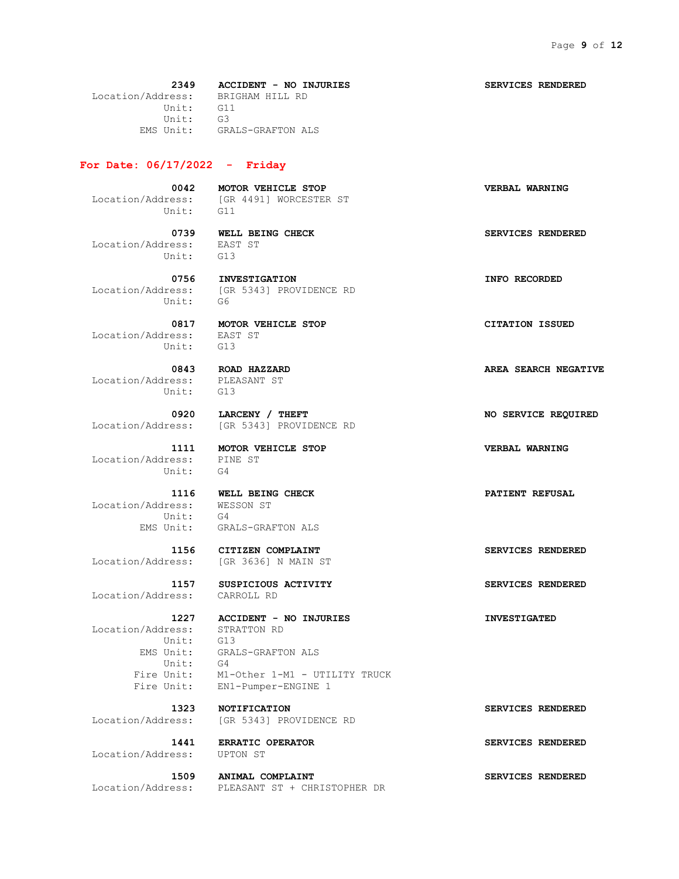**2349** **ACCIDENT - NO INJURIES** **SERVICES RENDERED**
Location/Address: BRIGHAM HILL RD
Unit: G11
Unit: G3
EMS Unit: GRALS-GRAFTON ALS

## For Date: 06/17/2022 - Friday

**0042** **MOTOR VEHICLE STOP** **VERBAL WARNING**
Location/Address: [GR 4491] WORCESTER ST
Unit: G11

**0739** **WELL BEING CHECK** **SERVICES RENDERED**
Location/Address: EAST ST
Unit: G13

**0756** **INVESTIGATION** **INFO RECORDED**
Location/Address: [GR 5343] PROVIDENCE RD
Unit: G6

**0817** **MOTOR VEHICLE STOP** **CITATION ISSUED**
Location/Address: EAST ST
Unit: G13

**0843** **ROAD HAZZARD** **AREA SEARCH NEGATIVE**
Location/Address: PLEASANT ST
Unit: G13

**0920** **LARCENY / THEFT** **NO SERVICE REQUIRED**
Location/Address: [GR 5343] PROVIDENCE RD

**1111** **MOTOR VEHICLE STOP** **VERBAL WARNING**
Location/Address: PINE ST
Unit: G4

**1116** **WELL BEING CHECK** **PATIENT REFUSAL**
Location/Address: WESSON ST
Unit: G4
EMS Unit: GRALS-GRAFTON ALS

**1156** **CITIZEN COMPLAINT** **SERVICES RENDERED**
Location/Address: [GR 3636] N MAIN ST

**1157** **SUSPICIOUS ACTIVITY** **SERVICES RENDERED**
Location/Address: CARROLL RD

**1227** **ACCIDENT - NO INJURIES** **INVESTIGATED**
Location/Address: STRATTON RD
Unit: G13
EMS Unit: GRALS-GRAFTON ALS
Unit: G4
Fire Unit: M1-Other 1-M1 - UTILITY TRUCK
Fire Unit: EN1-Pumper-ENGINE 1

**1323** **NOTIFICATION** **SERVICES RENDERED**
Location/Address: [GR 5343] PROVIDENCE RD

**1441** **ERRATIC OPERATOR** **SERVICES RENDERED**
Location/Address: UPTON ST

**1509** **ANIMAL COMPLAINT** **SERVICES RENDERED**
Location/Address: PLEASANT ST + CHRISTOPHER DR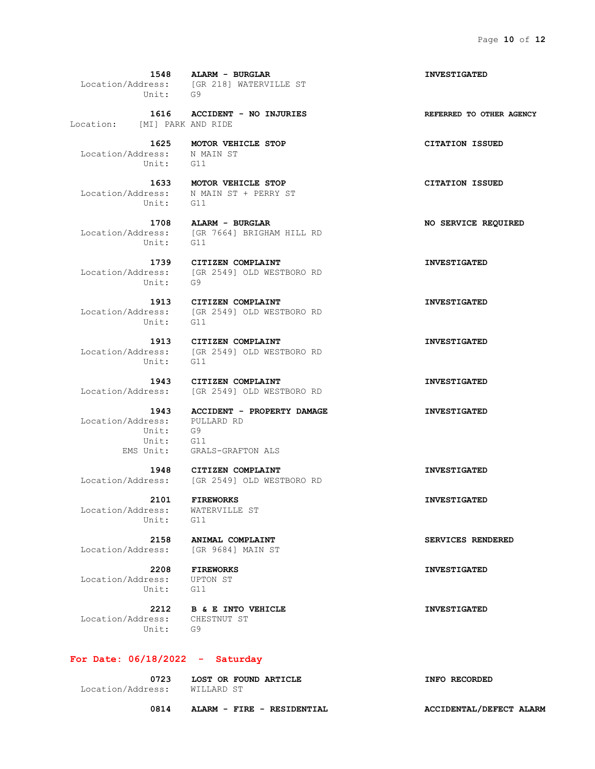**1548 ALARM - BURGLAR** **INVESTIGATED**
Location/Address: [GR 218] WATERVILLE ST
Unit: G9

**1616 ACCIDENT - NO INJURIES** **REFERRED TO OTHER AGENCY**
Location: [MI] PARK AND RIDE

**1625 MOTOR VEHICLE STOP** **CITATION ISSUED**
Location/Address: N MAIN ST
Unit: G11

**1633 MOTOR VEHICLE STOP** **CITATION ISSUED**
Location/Address: N MAIN ST + PERRY ST
Unit: G11

**1708 ALARM - BURGLAR** **NO SERVICE REQUIRED**
Location/Address: [GR 7664] BRIGHAM HILL RD
Unit: G11

**1739 CITIZEN COMPLAINT** **INVESTIGATED**
Location/Address: [GR 2549] OLD WESTBORO RD
Unit: G9

**1913 CITIZEN COMPLAINT** **INVESTIGATED**
Location/Address: [GR 2549] OLD WESTBORO RD
Unit: G11

**1913 CITIZEN COMPLAINT** **INVESTIGATED**
Location/Address: [GR 2549] OLD WESTBORO RD
Unit: G11

**1943 CITIZEN COMPLAINT** **INVESTIGATED**
Location/Address: [GR 2549] OLD WESTBORO RD

**1943 ACCIDENT - PROPERTY DAMAGE** **INVESTIGATED**
Location/Address: PULLARD RD
Unit: G9
Unit: G11
EMS Unit: GRALS-GRAFTON ALS

**1948 CITIZEN COMPLAINT** **INVESTIGATED**
Location/Address: [GR 2549] OLD WESTBORO RD

**2101 FIREWORKS** **INVESTIGATED**
Location/Address: WATERVILLE ST
Unit: G11

**2158 ANIMAL COMPLAINT** **SERVICES RENDERED**
Location/Address: [GR 9684] MAIN ST

**2208 FIREWORKS** **INVESTIGATED**
Location/Address: UPTON ST
Unit: G11

**2212 B & E INTO VEHICLE** **INVESTIGATED**
Location/Address: CHESTNUT ST
Unit: G9

## For Date: 06/18/2022 - Saturday

**0723 LOST OR FOUND ARTICLE** **INFO RECORDED**
Location/Address: WILLARD ST

**0814 ALARM - FIRE - RESIDENTIAL** **ACCIDENTAL/DEFECT ALARM**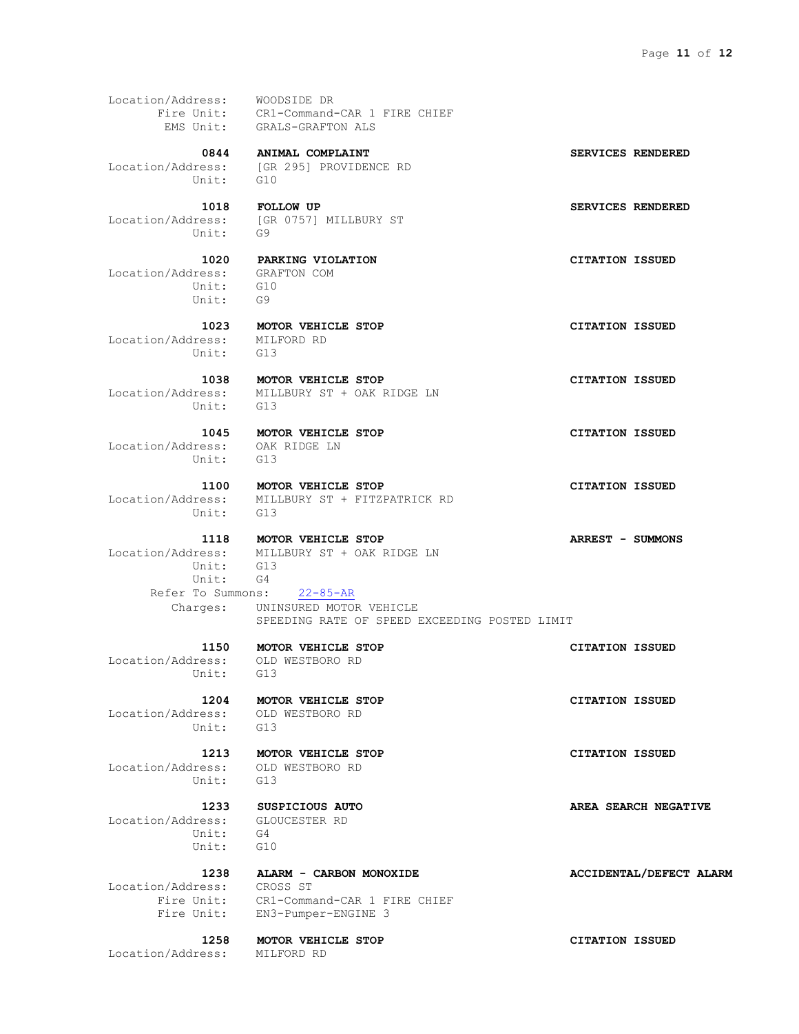Location/Address: WOODSIDE DR
Fire Unit: CR1-Command-CAR 1 FIRE CHIEF
EMS Unit: GRALS-GRAFTON ALS

**0844 ANIMAL COMPLAINT** **SERVICES RENDERED**
Location/Address: [GR 295] PROVIDENCE RD
Unit: G10

**1018 FOLLOW UP** **SERVICES RENDERED**
Location/Address: [GR 0757] MILLBURY ST
Unit: G9

**1020 PARKING VIOLATION** **CITATION ISSUED**
Location/Address: GRAFTON COM
Unit: G10
Unit: G9

**1023 MOTOR VEHICLE STOP** **CITATION ISSUED**
Location/Address: MILFORD RD
Unit: G13

**1038 MOTOR VEHICLE STOP** **CITATION ISSUED**
Location/Address: MILLBURY ST + OAK RIDGE LN
Unit: G13

**1045 MOTOR VEHICLE STOP** **CITATION ISSUED**
Location/Address: OAK RIDGE LN
Unit: G13

**1100 MOTOR VEHICLE STOP** **CITATION ISSUED**
Location/Address: MILLBURY ST + FITZPATRICK RD
Unit: G13

**1118 MOTOR VEHICLE STOP** **ARREST - SUMMONS**
Location/Address: MILLBURY ST + OAK RIDGE LN
Unit: G13
Unit: G4
Refer To Summons: 22-85-AR
Charges: UNINSURED MOTOR VEHICLE
SPEEDING RATE OF SPEED EXCEEDING POSTED LIMIT

**1150 MOTOR VEHICLE STOP** **CITATION ISSUED**
Location/Address: OLD WESTBORO RD
Unit: G13

**1204 MOTOR VEHICLE STOP** **CITATION ISSUED**
Location/Address: OLD WESTBORO RD
Unit: G13

**1213 MOTOR VEHICLE STOP** **CITATION ISSUED**
Location/Address: OLD WESTBORO RD
Unit: G13

**1233 SUSPICIOUS AUTO** **AREA SEARCH NEGATIVE**
Location/Address: GLOUCESTER RD
Unit: G4
Unit: G10

**1238 ALARM - CARBON MONOXIDE** **ACCIDENTAL/DEFECT ALARM**
Location/Address: CROSS ST
Fire Unit: CR1-Command-CAR 1 FIRE CHIEF
Fire Unit: EN3-Pumper-ENGINE 3

**1258 MOTOR VEHICLE STOP** **CITATION ISSUED**
Location/Address: MILFORD RD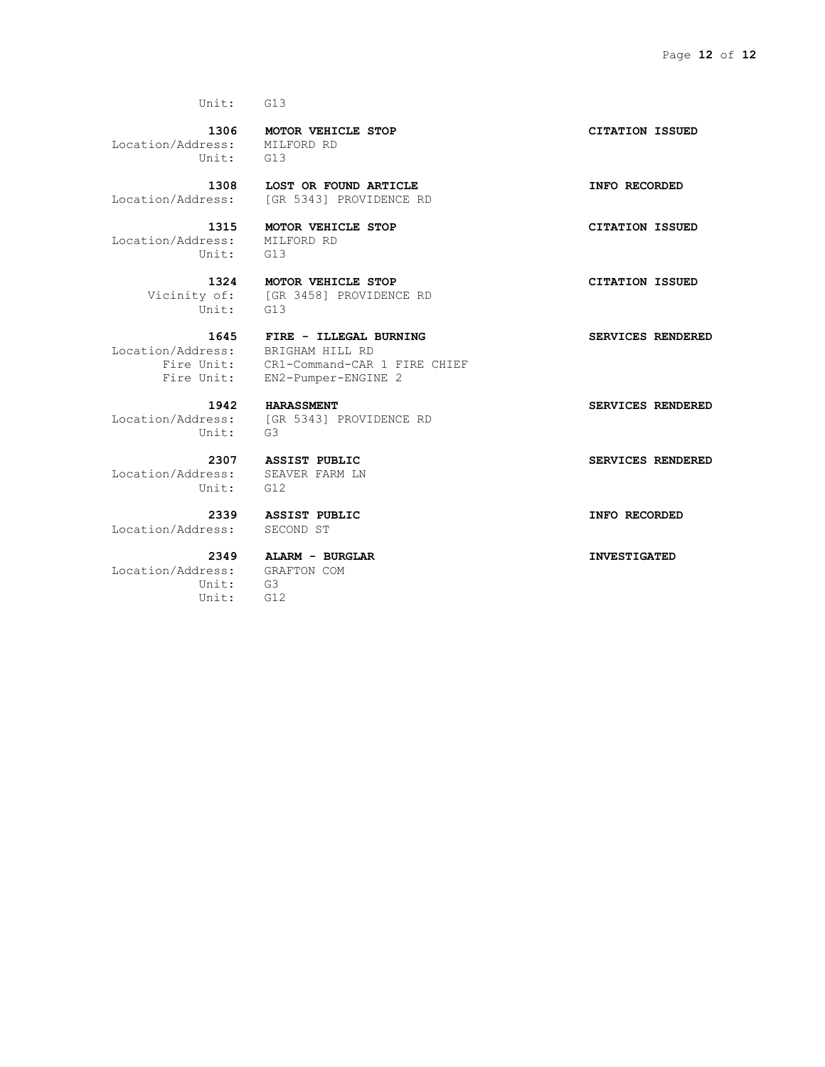Unit: G13

**1306 MOTOR VEHICLE STOP** **CITATION ISSUED**
Location/Address: MILFORD RD
Unit: G13

**1308 LOST OR FOUND ARTICLE** **INFO RECORDED**
Location/Address: [GR 5343] PROVIDENCE RD

**1315 MOTOR VEHICLE STOP** **CITATION ISSUED**
Location/Address: MILFORD RD
Unit: G13

**1324 MOTOR VEHICLE STOP** **CITATION ISSUED**
Vicinity of: [GR 3458] PROVIDENCE RD
Unit: G13

**1645 FIRE - ILLEGAL BURNING** **SERVICES RENDERED**
Location/Address: BRIGHAM HILL RD
Fire Unit: CR1-Command-CAR 1 FIRE CHIEF
Fire Unit: EN2-Pumper-ENGINE 2

**1942 HARASSMENT** **SERVICES RENDERED**
Location/Address: [GR 5343] PROVIDENCE RD
Unit: G3

**2307 ASSIST PUBLIC** **SERVICES RENDERED**
Location/Address: SEAVER FARM LN
Unit: G12

**2339 ASSIST PUBLIC** **INFO RECORDED**
Location/Address: SECOND ST

**2349 ALARM - BURGLAR** **INVESTIGATED**
Location/Address: GRAFTON COM
Unit: G3
Unit: G12